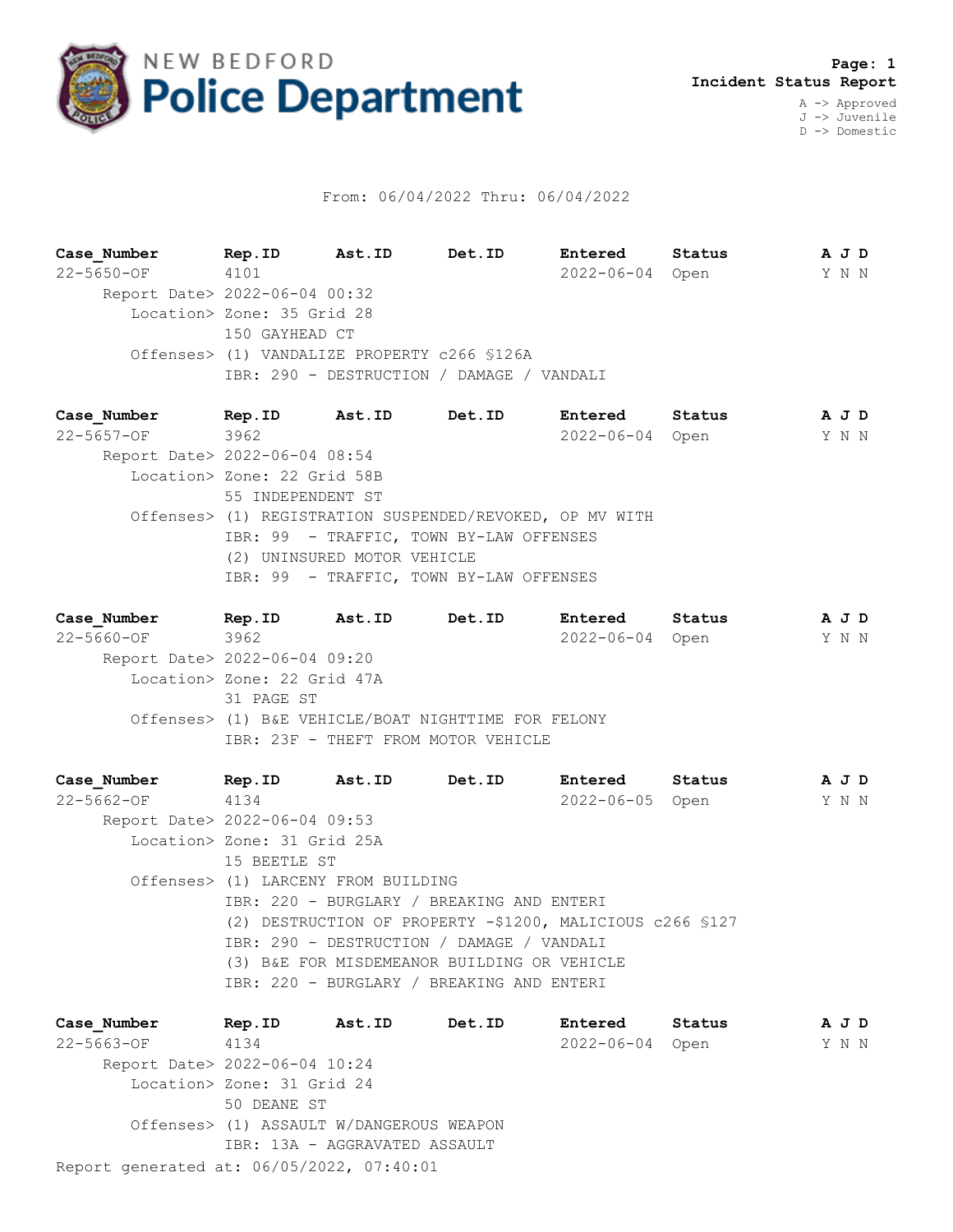# NEW BEDFORD Police Department

**Page: 1**
**Incident Status Report**

A -> Approved
J -> Juvenile
D -> Domestic

From: 06/04/2022 Thru: 06/04/2022

| Case_Number | Rep.ID | Ast.ID | Det.ID | Entered | Status | A J D |
|---|---|---|---|---|---|---|
| 22-5650-OF | 4101 | | | 2022-06-04 | Open | Y N N |

Report Date> 2022-06-04 00:32
Location> Zone: 35 Grid 28
150 GAYHEAD CT
Offenses> (1) VANDALIZE PROPERTY c266 §126A
IBR: 290 - DESTRUCTION / DAMAGE / VANDALI

| Case_Number | Rep.ID | Ast.ID | Det.ID | Entered | Status | A J D |
|---|---|---|---|---|---|---|
| 22-5657-OF | 3962 | | | 2022-06-04 | Open | Y N N |

Report Date> 2022-06-04 08:54
Location> Zone: 22 Grid 58B
55 INDEPENDENT ST
Offenses> (1) REGISTRATION SUSPENDED/REVOKED, OP MV WITH
IBR: 99 - TRAFFIC, TOWN BY-LAW OFFENSES
(2) UNINSURED MOTOR VEHICLE
IBR: 99 - TRAFFIC, TOWN BY-LAW OFFENSES

| Case_Number | Rep.ID | Ast.ID | Det.ID | Entered | Status | A J D |
|---|---|---|---|---|---|---|
| 22-5660-OF | 3962 | | | 2022-06-04 | Open | Y N N |

Report Date> 2022-06-04 09:20
Location> Zone: 22 Grid 47A
31 PAGE ST
Offenses> (1) B&E VEHICLE/BOAT NIGHTTIME FOR FELONY
IBR: 23F - THEFT FROM MOTOR VEHICLE

| Case_Number | Rep.ID | Ast.ID | Det.ID | Entered | Status | A J D |
|---|---|---|---|---|---|---|
| 22-5662-OF | 4134 | | | 2022-06-05 | Open | Y N N |

Report Date> 2022-06-04 09:53
Location> Zone: 31 Grid 25A
15 BEETLE ST
Offenses> (1) LARCENY FROM BUILDING
IBR: 220 - BURGLARY / BREAKING AND ENTERI
(2) DESTRUCTION OF PROPERTY -$1200, MALICIOUS c266 §127
IBR: 290 - DESTRUCTION / DAMAGE / VANDALI
(3) B&E FOR MISDEMEANOR BUILDING OR VEHICLE
IBR: 220 - BURGLARY / BREAKING AND ENTERI

| Case_Number | Rep.ID | Ast.ID | Det.ID | Entered | Status | A J D |
|---|---|---|---|---|---|---|
| 22-5663-OF | 4134 | | | 2022-06-04 | Open | Y N N |

Report Date> 2022-06-04 10:24
Location> Zone: 31 Grid 24
50 DEANE ST
Offenses> (1) ASSAULT W/DANGEROUS WEAPON
IBR: 13A - AGGRAVATED ASSAULT

Report generated at: 06/05/2022, 07:40:01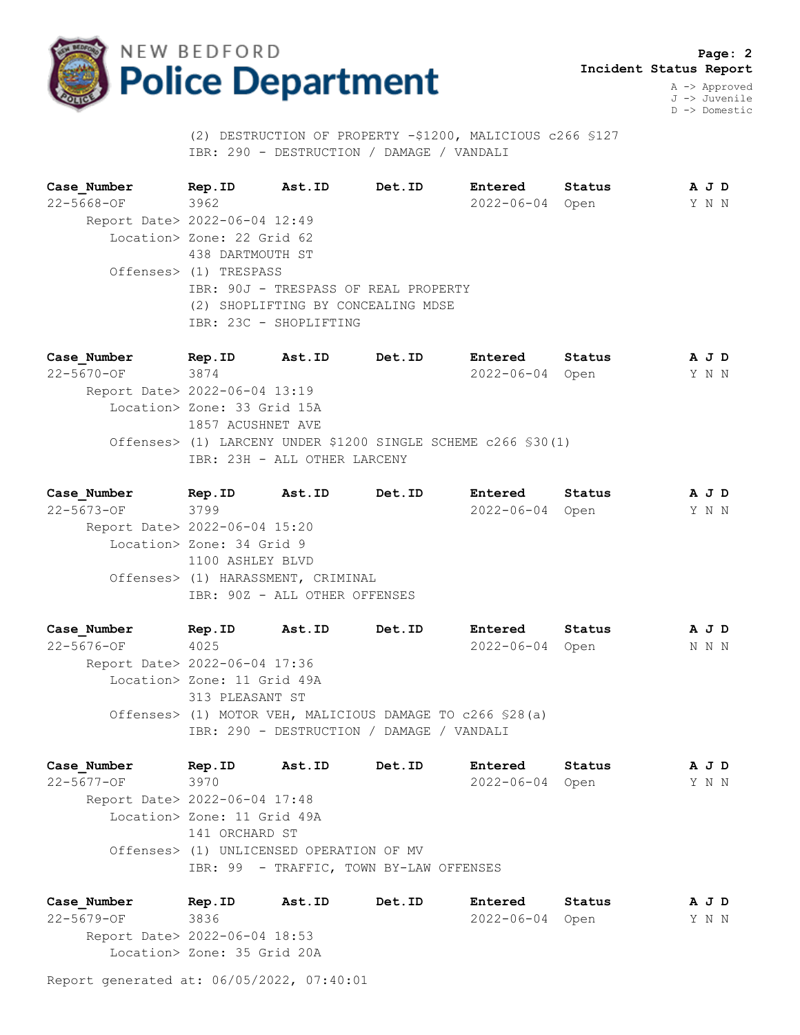**Incident Status Report**

A -> Approved
J -> Juvenile
D -> Domestic

(2) DESTRUCTION OF PROPERTY -$1200, MALICIOUS c266 §127
IBR: 290 - DESTRUCTION / DAMAGE / VANDALI

| Case_Number | Rep.ID | Ast.ID | Det.ID | Entered | Status | A J D |
|---|---|---|---|---|---|---|
| 22-5668-OF | 3962 | | | 2022-06-04 | Open | Y N N |

Report Date> 2022-06-04 12:49
Location> Zone: 22 Grid 62
438 DARTMOUTH ST
Offenses> (1) TRESPASS
IBR: 90J - TRESPASS OF REAL PROPERTY
(2) SHOPLIFTING BY CONCEALING MDSE
IBR: 23C - SHOPLIFTING

| Case_Number | Rep.ID | Ast.ID | Det.ID | Entered | Status | A J D |
|---|---|---|---|---|---|---|
| 22-5670-OF | 3874 | | | 2022-06-04 | Open | Y N N |

Report Date> 2022-06-04 13:19
Location> Zone: 33 Grid 15A
1857 ACUSHNET AVE
Offenses> (1) LARCENY UNDER $1200 SINGLE SCHEME c266 §30(1)
IBR: 23H - ALL OTHER LARCENY

| Case_Number | Rep.ID | Ast.ID | Det.ID | Entered | Status | A J D |
|---|---|---|---|---|---|---|
| 22-5673-OF | 3799 | | | 2022-06-04 | Open | Y N N |

Report Date> 2022-06-04 15:20
Location> Zone: 34 Grid 9
1100 ASHLEY BLVD
Offenses> (1) HARASSMENT, CRIMINAL
IBR: 90Z - ALL OTHER OFFENSES

| Case_Number | Rep.ID | Ast.ID | Det.ID | Entered | Status | A J D |
|---|---|---|---|---|---|---|
| 22-5676-OF | 4025 | | | 2022-06-04 | Open | N N N |

Report Date> 2022-06-04 17:36
Location> Zone: 11 Grid 49A
313 PLEASANT ST
Offenses> (1) MOTOR VEH, MALICIOUS DAMAGE TO c266 §28(a)
IBR: 290 - DESTRUCTION / DAMAGE / VANDALI

| Case_Number | Rep.ID | Ast.ID | Det.ID | Entered | Status | A J D |
|---|---|---|---|---|---|---|
| 22-5677-OF | 3970 | | | 2022-06-04 | Open | Y N N |

Report Date> 2022-06-04 17:48
Location> Zone: 11 Grid 49A
141 ORCHARD ST
Offenses> (1) UNLICENSED OPERATION OF MV
IBR: 99 - TRAFFIC, TOWN BY-LAW OFFENSES

| Case_Number | Rep.ID | Ast.ID | Det.ID | Entered | Status | A J D |
|---|---|---|---|---|---|---|
| 22-5679-OF | 3836 | | | 2022-06-04 | Open | Y N N |

Report Date> 2022-06-04 18:53
Location> Zone: 35 Grid 20A

Report generated at: 06/05/2022, 07:40:01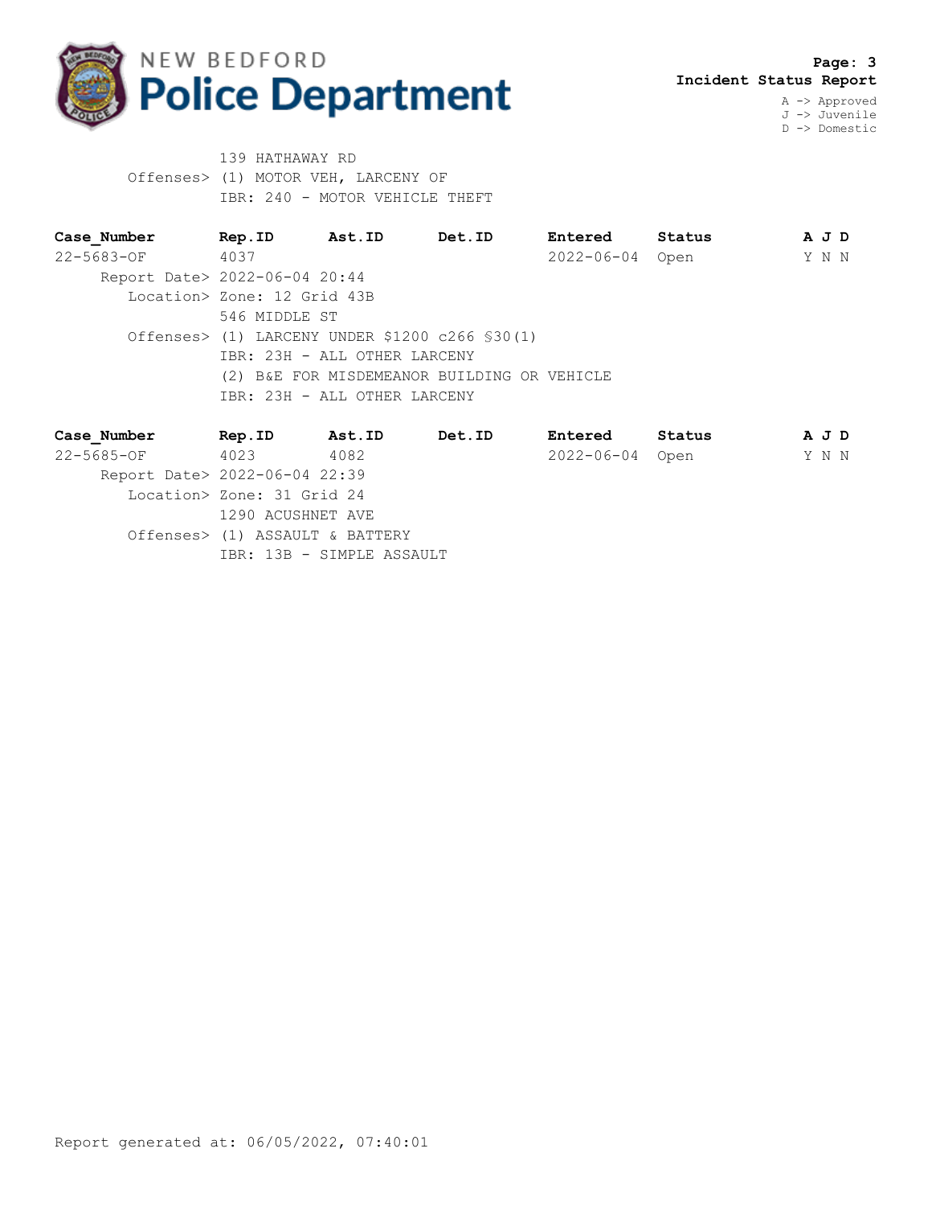# NEW BEDFORD Police Department

**Incident Status Report**

A -> Approved
J -> Juvenile
D -> Domestic

139 HATHAWAY RD
Offenses> (1) MOTOR VEH, LARCENY OF
IBR: 240 - MOTOR VEHICLE THEFT

| Case_Number | Rep.ID | Ast.ID | Det.ID | Entered | Status | A | J | D |
|---|---|---|---|---|---|---|---|---|
| 22-5683-OF | 4037 | | | 2022-06-04 | Open | Y | N | N |

Report Date> 2022-06-04 20:44
Location> Zone: 12 Grid 43B
546 MIDDLE ST
Offenses> (1) LARCENY UNDER $1200 c266 §30(1)
IBR: 23H - ALL OTHER LARCENY
(2) B&E FOR MISDEMEANOR BUILDING OR VEHICLE
IBR: 23H - ALL OTHER LARCENY

| Case_Number | Rep.ID | Ast.ID | Det.ID | Entered | Status | A | J | D |
|---|---|---|---|---|---|---|---|---|
| 22-5685-OF | 4023 | 4082 | | 2022-06-04 | Open | Y | N | N |

Report Date> 2022-06-04 22:39
Location> Zone: 31 Grid 24
1290 ACUSHNET AVE
Offenses> (1) ASSAULT & BATTERY
IBR: 13B - SIMPLE ASSAULT

Report generated at: 06/05/2022, 07:40:01